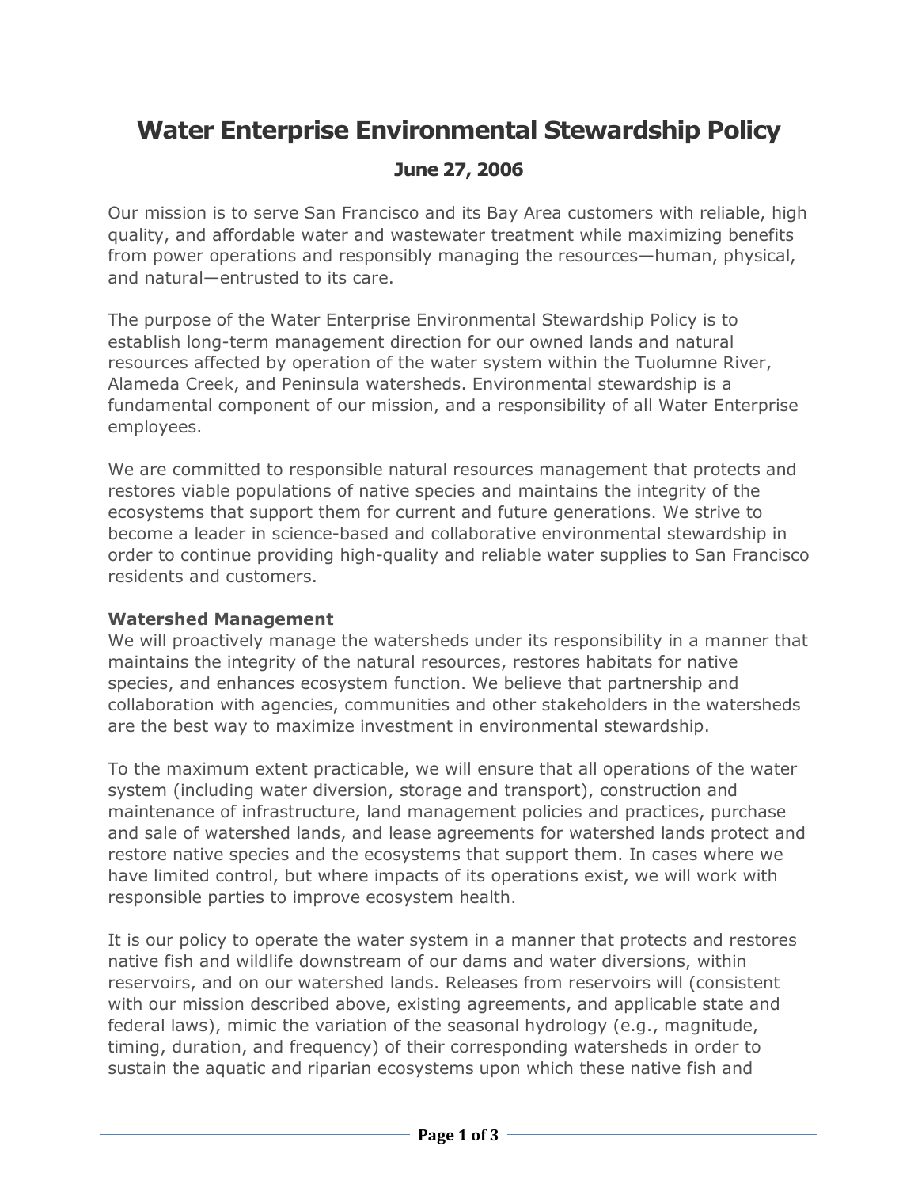# Water Enterprise Environmental Stewardship Policy

## June 27, 2006

Our mission is to serve San Francisco and its Bay Area customers with reliable, high quality, and affordable water and wastewater treatment while maximizing benefits from power operations and responsibly managing the resources—human, physical, and natural—entrusted to its care.

The purpose of the Water Enterprise Environmental Stewardship Policy is to establish long-term management direction for our owned lands and natural resources affected by operation of the water system within the Tuolumne River, Alameda Creek, and Peninsula watersheds. Environmental stewardship is a fundamental component of our mission, and a responsibility of all Water Enterprise employees.

We are committed to responsible natural resources management that protects and restores viable populations of native species and maintains the integrity of the ecosystems that support them for current and future generations. We strive to become a leader in science-based and collaborative environmental stewardship in order to continue providing high-quality and reliable water supplies to San Francisco residents and customers.

**Watershed Management**

We will proactively manage the watersheds under its responsibility in a manner that maintains the integrity of the natural resources, restores habitats for native species, and enhances ecosystem function. We believe that partnership and collaboration with agencies, communities and other stakeholders in the watersheds are the best way to maximize investment in environmental stewardship.

To the maximum extent practicable, we will ensure that all operations of the water system (including water diversion, storage and transport), construction and maintenance of infrastructure, land management policies and practices, purchase and sale of watershed lands, and lease agreements for watershed lands protect and restore native species and the ecosystems that support them. In cases where we have limited control, but where impacts of its operations exist, we will work with responsible parties to improve ecosystem health.

It is our policy to operate the water system in a manner that protects and restores native fish and wildlife downstream of our dams and water diversions, within reservoirs, and on our watershed lands. Releases from reservoirs will (consistent with our mission described above, existing agreements, and applicable state and federal laws), mimic the variation of the seasonal hydrology (e.g., magnitude, timing, duration, and frequency) of their corresponding watersheds in order to sustain the aquatic and riparian ecosystems upon which these native fish and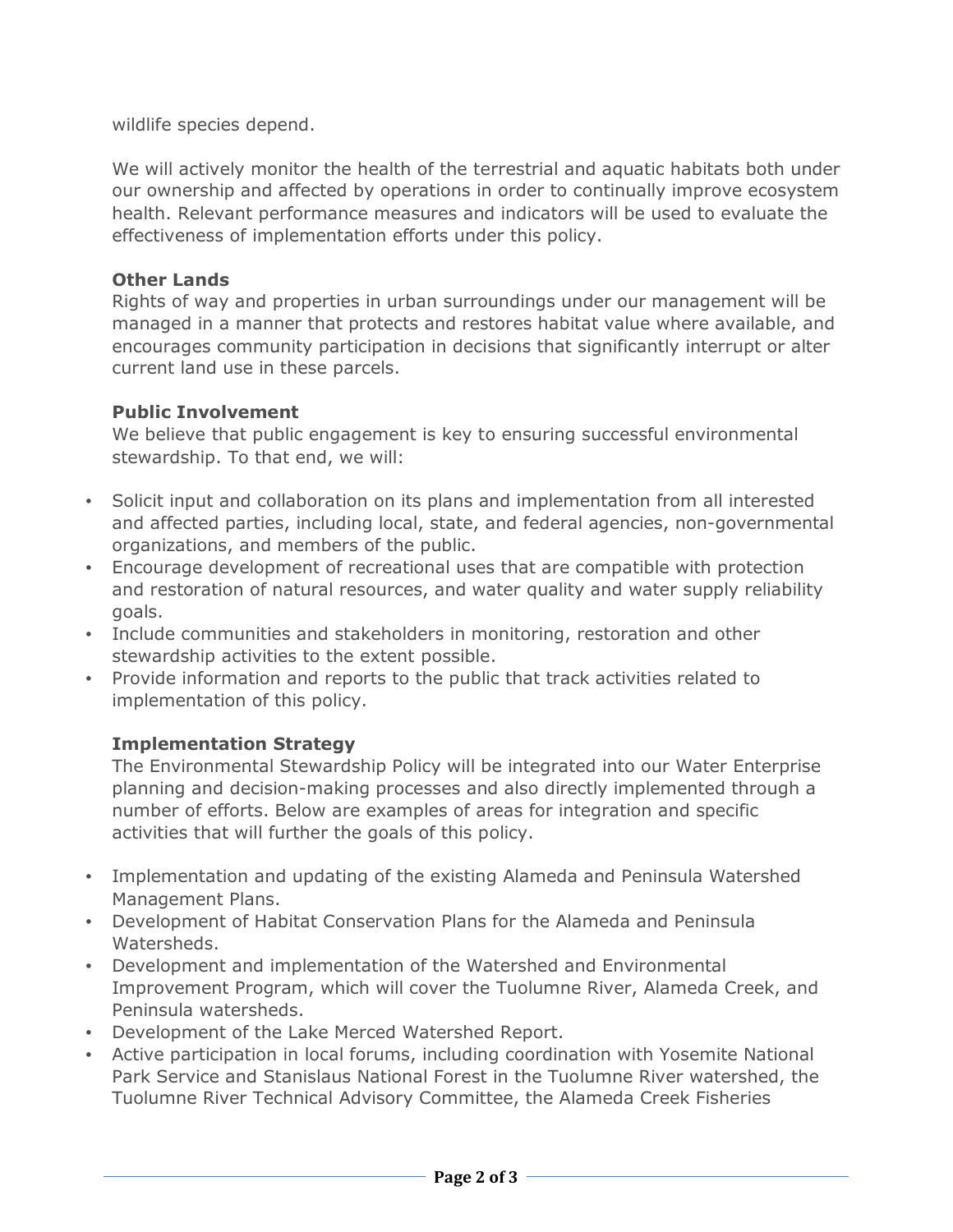wildlife species depend.

We will actively monitor the health of the terrestrial and aquatic habitats both under our ownership and affected by operations in order to continually improve ecosystem health. Relevant performance measures and indicators will be used to evaluate the effectiveness of implementation efforts under this policy.

**Other Lands**

Rights of way and properties in urban surroundings under our management will be managed in a manner that protects and restores habitat value where available, and encourages community participation in decisions that significantly interrupt or alter current land use in these parcels.

**Public Involvement**

We believe that public engagement is key to ensuring successful environmental stewardship. To that end, we will:

- Solicit input and collaboration on its plans and implementation from all interested and affected parties, including local, state, and federal agencies, non-governmental organizations, and members of the public.
- Encourage development of recreational uses that are compatible with protection and restoration of natural resources, and water quality and water supply reliability goals.
- Include communities and stakeholders in monitoring, restoration and other stewardship activities to the extent possible.
- Provide information and reports to the public that track activities related to implementation of this policy.

**Implementation Strategy**

The Environmental Stewardship Policy will be integrated into our Water Enterprise planning and decision-making processes and also directly implemented through a number of efforts. Below are examples of areas for integration and specific activities that will further the goals of this policy.

- Implementation and updating of the existing Alameda and Peninsula Watershed Management Plans.
- Development of Habitat Conservation Plans for the Alameda and Peninsula Watersheds.
- Development and implementation of the Watershed and Environmental Improvement Program, which will cover the Tuolumne River, Alameda Creek, and Peninsula watersheds.
- Development of the Lake Merced Watershed Report.
- Active participation in local forums, including coordination with Yosemite National Park Service and Stanislaus National Forest in the Tuolumne River watershed, the Tuolumne River Technical Advisory Committee, the Alameda Creek Fisheries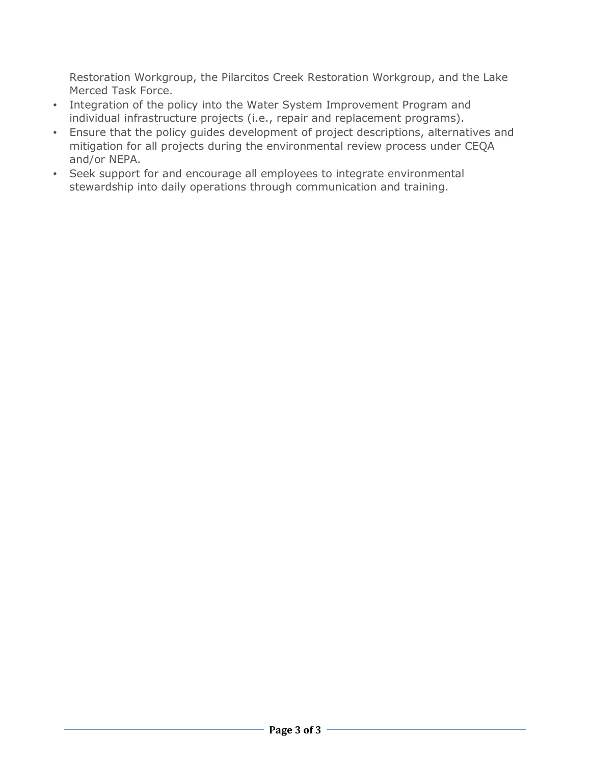Restoration Workgroup, the Pilarcitos Creek Restoration Workgroup, and the Lake Merced Task Force.

- Integration of the policy into the Water System Improvement Program and individual infrastructure projects (i.e., repair and replacement programs).
- Ensure that the policy guides development of project descriptions, alternatives and mitigation for all projects during the environmental review process under CEQA and/or NEPA.
- Seek support for and encourage all employees to integrate environmental stewardship into daily operations through communication and training.